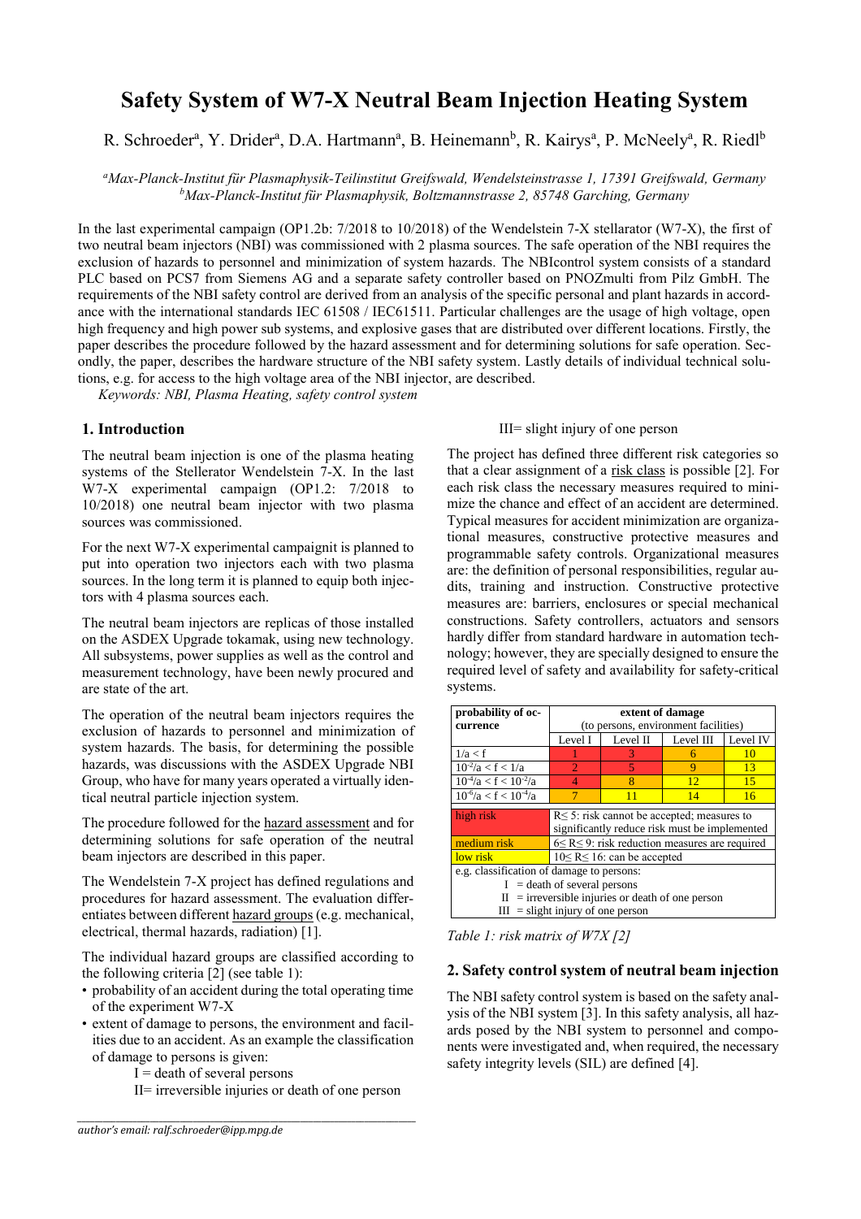# Safety System of W7-X Neutral Beam Injection Heating System

R. Schroeder[a], Y. Drider[a], D.A. Hartmann[a], B. Heinemann[b], R. Kairys[a], P. McNeely[a], R. Riedl[b]

*[a]Max-Planck-Institut für Plasmaphysik-Teilinstitut Greifswald, Wendelsteinstrasse 1, 17391 Greifswald, Germany*
*[b]Max-Planck-Institut für Plasmaphysik, Boltzmannstrasse 2, 85748 Garching, Germany*

In the last experimental campaign (OP1.2b: 7/2018 to 10/2018) of the Wendelstein 7-X stellarator (W7-X), the first of two neutral beam injectors (NBI) was commissioned with 2 plasma sources. The safe operation of the NBI requires the exclusion of hazards to personnel and minimization of system hazards. The NBIcontrol system consists of a standard PLC based on PCS7 from Siemens AG and a separate safety controller based on PNOZmulti from Pilz GmbH. The requirements of the NBI safety control are derived from an analysis of the specific personal and plant hazards in accordance with the international standards IEC 61508 / IEC61511. Particular challenges are the usage of high voltage, open high frequency and high power sub systems, and explosive gases that are distributed over different locations. Firstly, the paper describes the procedure followed by the hazard assessment and for determining solutions for safe operation. Secondly, the paper, describes the hardware structure of the NBI safety system. Lastly details of individual technical solutions, e.g. for access to the high voltage area of the NBI injector, are described.

*Keywords: NBI, Plasma Heating, safety control system*

## 1. Introduction

The neutral beam injection is one of the plasma heating systems of the Stellerator Wendelstein 7-X. In the last W7-X experimental campaign (OP1.2: 7/2018 to 10/2018) one neutral beam injector with two plasma sources was commissioned.

For the next W7-X experimental campaignit is planned to put into operation two injectors each with two plasma sources. In the long term it is planned to equip both injectors with 4 plasma sources each.

The neutral beam injectors are replicas of those installed on the ASDEX Upgrade tokamak, using new technology. All subsystems, power supplies as well as the control and measurement technology, have been newly procured and are state of the art.

The operation of the neutral beam injectors requires the exclusion of hazards to personnel and minimization of system hazards. The basis, for determining the possible hazards, was discussions with the ASDEX Upgrade NBI Group, who have for many years operated a virtually identical neutral particle injection system.

The procedure followed for the hazard assessment and for determining solutions for safe operation of the neutral beam injectors are described in this paper.

The Wendelstein 7-X project has defined regulations and procedures for hazard assessment. The evaluation differentiates between different hazard groups (e.g. mechanical, electrical, thermal hazards, radiation) [1].

The individual hazard groups are classified according to the following criteria [2] (see table 1):

- probability of an accident during the total operating time of the experiment W7-X
- extent of damage to persons, the environment and facilities due to an accident. As an example the classification of damage to persons is given:
  - I = death of several persons
  - II= irreversible injuries or death of one person
  - III= slight injury of one person

The project has defined three different risk categories so that a clear assignment of a risk class is possible [2]. For each risk class the necessary measures required to minimize the chance and effect of an accident are determined. Typical measures for accident minimization are organizational measures, constructive protective measures and programmable safety controls. Organizational measures are: the definition of personal responsibilities, regular audits, training and instruction. Constructive protective measures are: barriers, enclosures or special mechanical constructions. Safety controllers, actuators and sensors hardly differ from standard hardware in automation technology; however, they are specially designed to ensure the required level of safety and availability for safety-critical systems.

| probability of occurrence | extent of damage (to persons, environment facilities) | | | |
|---|---|---|---|---|
| | Level I | Level II | Level III | Level IV |
| $1/a < f$ | 1 | 3 | 6 | 10 |
| $10^{-2}/a < f < 1/a$ | 2 | 5 | 9 | 13 |
| $10^{-4}/a < f < 10^{-2}/a$ | 4 | 8 | 12 | 15 |
| $10^{-6}/a < f < 10^{-4}/a$ | 7 | 11 | 14 | 16 |
| high risk | R≤ 5: risk cannot be accepted; measures to significantly reduce risk must be implemented | | | |
| medium risk | 6≤ R≤ 9: risk reduction measures are required | | | |
| low risk | 10≤ R≤ 16: can be accepted | | | |
| e.g. classification of damage to persons: I = death of several persons; II = irreversible injuries or death of one person; III = slight injury of one person | | | | |

*Table 1: risk matrix of W7X [2]*

## 2. Safety control system of neutral beam injection

The NBI safety control system is based on the safety analysis of the NBI system [3]. In this safety analysis, all hazards posed by the NBI system to personnel and components were investigated and, when required, the necessary safety integrity levels (SIL) are defined [4].

author's email: ralf.schroeder@ipp.mpg.de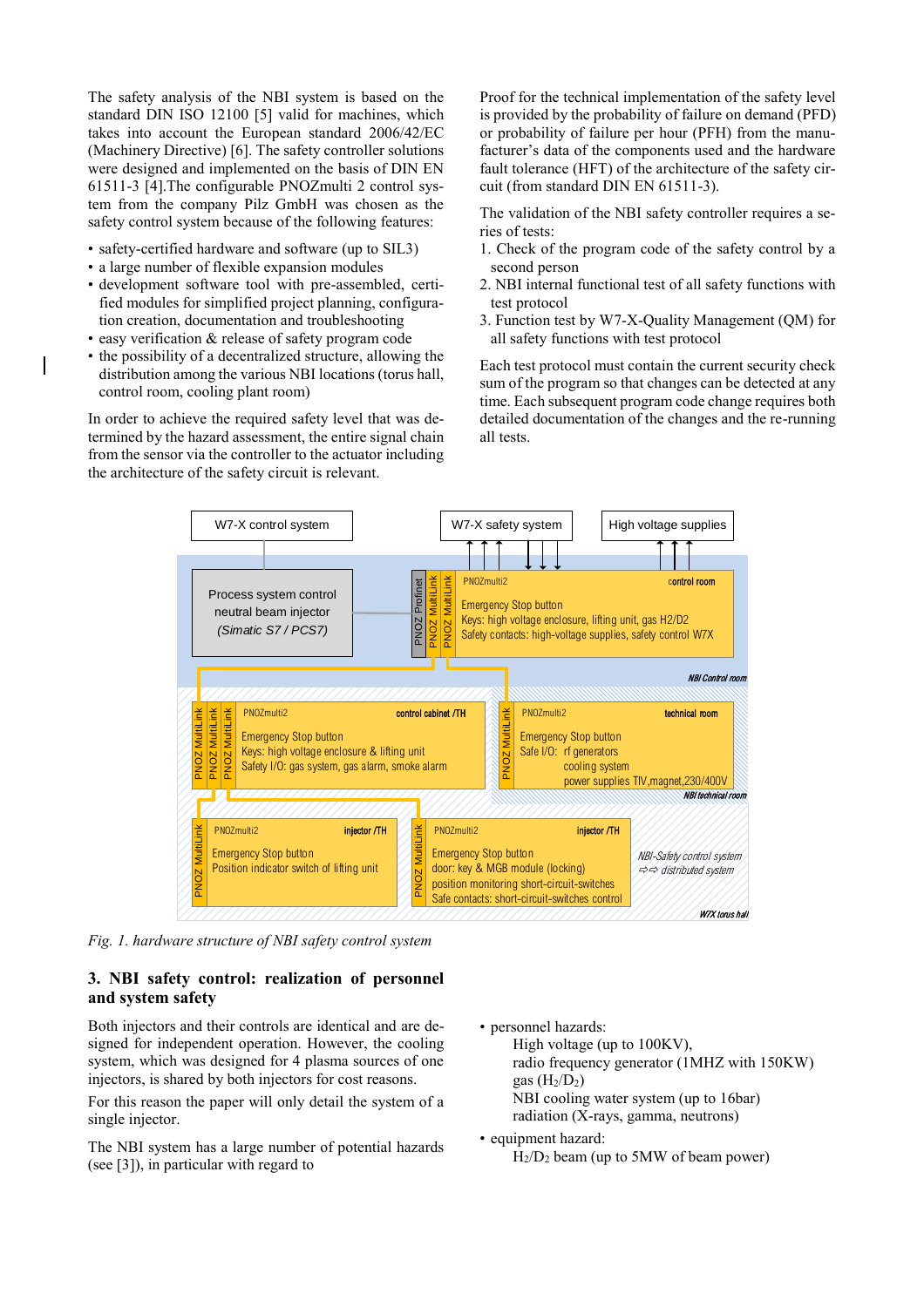The safety analysis of the NBI system is based on the standard DIN ISO 12100 [5] valid for machines, which takes into account the European standard 2006/42/EC (Machinery Directive) [6]. The safety controller solutions were designed and implemented on the basis of DIN EN 61511-3 [4].The configurable PNOZmulti 2 control system from the company Pilz GmbH was chosen as the safety control system because of the following features:

- safety-certified hardware and software (up to SIL3)
- a large number of flexible expansion modules
- development software tool with pre-assembled, certified modules for simplified project planning, configuration creation, documentation and troubleshooting
- easy verification & release of safety program code
- the possibility of a decentralized structure, allowing the distribution among the various NBI locations (torus hall, control room, cooling plant room)

In order to achieve the required safety level that was determined by the hazard assessment, the entire signal chain from the sensor via the controller to the actuator including the architecture of the safety circuit is relevant.

Proof for the technical implementation of the safety level is provided by the probability of failure on demand (PFD) or probability of failure per hour (PFH) from the manufacturer's data of the components used and the hardware fault tolerance (HFT) of the architecture of the safety circuit (from standard DIN EN 61511-3).

The validation of the NBI safety controller requires a series of tests:

1. Check of the program code of the safety control by a second person
2. NBI internal functional test of all safety functions with test protocol
3. Function test by W7-X-Quality Management (QM) for all safety functions with test protocol

Each test protocol must contain the current security check sum of the program so that changes can be detected at any time. Each subsequent program code change requires both detailed documentation of the changes and the re-running all tests.

*Fig. 1. hardware structure of NBI safety control system*

## 3. NBI safety control: realization of personnel and system safety

Both injectors and their controls are identical and are designed for independent operation. However, the cooling system, which was designed for 4 plasma sources of one injectors, is shared by both injectors for cost reasons.

For this reason the paper will only detail the system of a single injector.

The NBI system has a large number of potential hazards (see [3]), in particular with regard to

- personnel hazards:
  - High voltage (up to 100KV),
  - radio frequency generator (1MHZ with 150KW)
  - gas ($H_2$/$D_2$)
  - NBI cooling water system (up to 16bar)
  - radiation (X-rays, gamma, neutrons)
- equipment hazard:
  - $H_2$/$D_2$ beam (up to 5MW of beam power)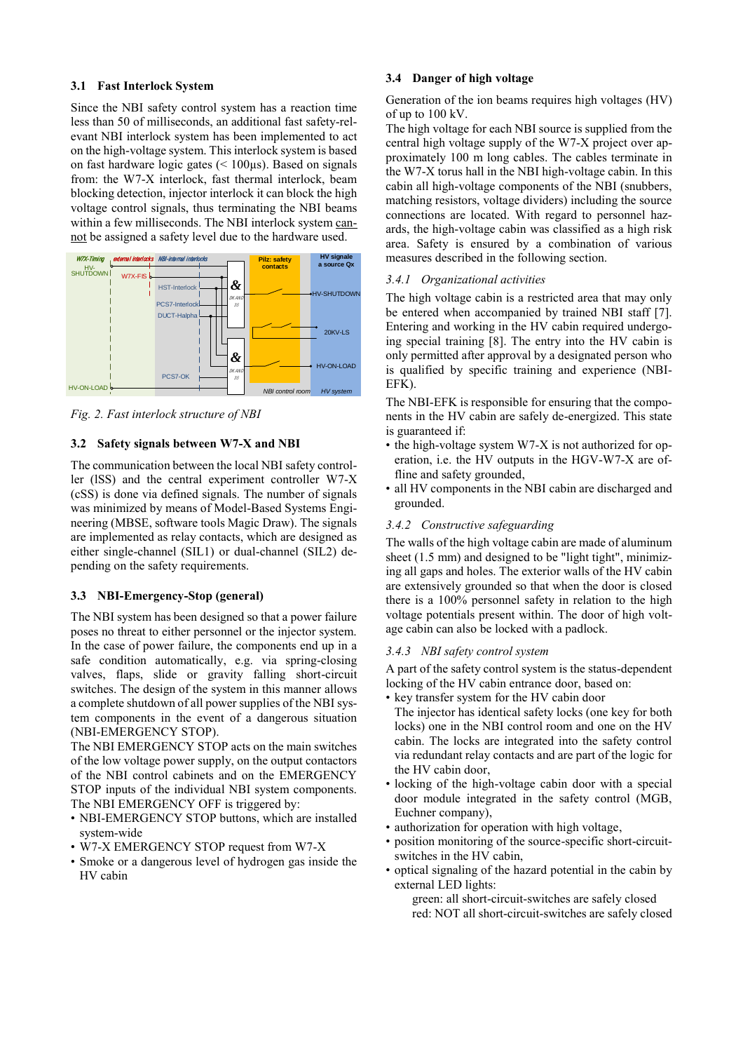### 3.1 Fast Interlock System

Since the NBI safety control system has a reaction time less than 50 of milliseconds, an additional fast safety-relevant NBI interlock system has been implemented to act on the high-voltage system. This interlock system is based on fast hardware logic gates (< 100µs). Based on signals from: the W7-X interlock, fast thermal interlock, beam blocking detection, injector interlock it can block the high voltage control signals, thus terminating the NBI beams within a few milliseconds. The NBI interlock system cannot be assigned a safety level due to the hardware used.

*Fig. 2. Fast interlock structure of NBI*

### 3.2 Safety signals between W7-X and NBI

The communication between the local NBI safety controller (lSS) and the central experiment controller W7-X (cSS) is done via defined signals. The number of signals was minimized by means of Model-Based Systems Engineering (MBSE, software tools Magic Draw). The signals are implemented as relay contacts, which are designed as either single-channel (SIL1) or dual-channel (SIL2) depending on the safety requirements.

### 3.3 NBI-Emergency-Stop (general)

The NBI system has been designed so that a power failure poses no threat to either personnel or the injector system. In the case of power failure, the components end up in a safe condition automatically, e.g. via spring-closing valves, flaps, slide or gravity falling short-circuit switches. The design of the system in this manner allows a complete shutdown of all power supplies of the NBI system components in the event of a dangerous situation (NBI-EMERGENCY STOP).

The NBI EMERGENCY STOP acts on the main switches of the low voltage power supply, on the output contactors of the NBI control cabinets and on the EMERGENCY STOP inputs of the individual NBI system components. The NBI EMERGENCY OFF is triggered by:

- NBI-EMERGENCY STOP buttons, which are installed system-wide
- W7-X EMERGENCY STOP request from W7-X
- Smoke or a dangerous level of hydrogen gas inside the HV cabin

### 3.4 Danger of high voltage

Generation of the ion beams requires high voltages (HV) of up to 100 kV.

The high voltage for each NBI source is supplied from the central high voltage supply of the W7-X project over approximately 100 m long cables. The cables terminate in the W7-X torus hall in the NBI high-voltage cabin. In this cabin all high-voltage components of the NBI (snubbers, matching resistors, voltage dividers) including the source connections are located. With regard to personnel hazards, the high-voltage cabin was classified as a high risk area. Safety is ensured by a combination of various measures described in the following section.

#### *3.4.1 Organizational activities*

The high voltage cabin is a restricted area that may only be entered when accompanied by trained NBI staff [7]. Entering and working in the HV cabin required undergoing special training [8]. The entry into the HV cabin is only permitted after approval by a designated person who is qualified by specific training and experience (NBI-EFK).

The NBI-EFK is responsible for ensuring that the components in the HV cabin are safely de-energized. This state is guaranteed if:

- the high-voltage system W7-X is not authorized for operation, i.e. the HV outputs in the HGV-W7-X are offline and safety grounded,
- all HV components in the NBI cabin are discharged and grounded.

#### *3.4.2 Constructive safeguarding*

The walls of the high voltage cabin are made of aluminum sheet (1.5 mm) and designed to be "light tight", minimizing all gaps and holes. The exterior walls of the HV cabin are extensively grounded so that when the door is closed there is a 100% personnel safety in relation to the high voltage potentials present within. The door of high voltage cabin can also be locked with a padlock.

#### *3.4.3 NBI safety control system*

A part of the safety control system is the status-dependent locking of the HV cabin entrance door, based on:

- key transfer system for the HV cabin door
  The injector has identical safety locks (one key for both locks) one in the NBI control room and one on the HV cabin. The locks are integrated into the safety control via redundant relay contacts and are part of the logic for the HV cabin door,
- locking of the high-voltage cabin door with a special door module integrated in the safety control (MGB, Euchner company),
- authorization for operation with high voltage,
- position monitoring of the source-specific short-circuit-switches in the HV cabin,
- optical signaling of the hazard potential in the cabin by external LED lights:
  green: all short-circuit-switches are safely closed
  red: NOT all short-circuit-switches are safely closed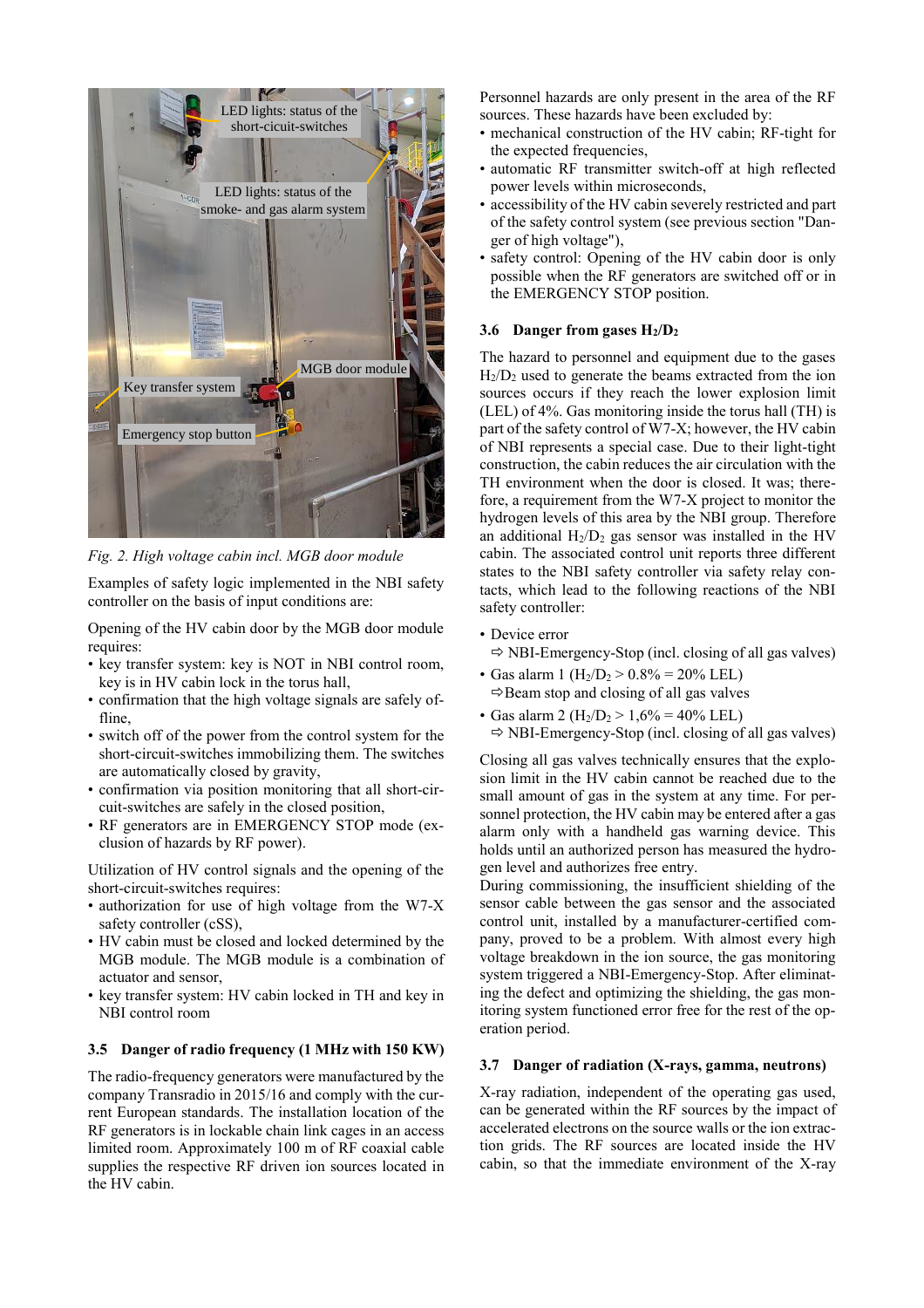Fig. 2. High voltage cabin incl. MGB door module

Examples of safety logic implemented in the NBI safety controller on the basis of input conditions are:

Opening of the HV cabin door by the MGB door module requires:

- key transfer system: key is NOT in NBI control room, key is in HV cabin lock in the torus hall,
- confirmation that the high voltage signals are safely offline,
- switch off of the power from the control system for the short-circuit-switches immobilizing them. The switches are automatically closed by gravity,
- confirmation via position monitoring that all short-circuit-switches are safely in the closed position,
- RF generators are in EMERGENCY STOP mode (exclusion of hazards by RF power).

Utilization of HV control signals and the opening of the short-circuit-switches requires:

- authorization for use of high voltage from the W7-X safety controller (cSS),
- HV cabin must be closed and locked determined by the MGB module. The MGB module is a combination of actuator and sensor,
- key transfer system: HV cabin locked in TH and key in NBI control room

### 3.5 Danger of radio frequency (1 MHz with 150 KW)

The radio-frequency generators were manufactured by the company Transradio in 2015/16 and comply with the current European standards. The installation location of the RF generators is in lockable chain link cages in an access limited room. Approximately 100 m of RF coaxial cable supplies the respective RF driven ion sources located in the HV cabin.

Personnel hazards are only present in the area of the RF sources. These hazards have been excluded by:

- mechanical construction of the HV cabin; RF-tight for the expected frequencies,
- automatic RF transmitter switch-off at high reflected power levels within microseconds,
- accessibility of the HV cabin severely restricted and part of the safety control system (see previous section "Danger of high voltage"),
- safety control: Opening of the HV cabin door is only possible when the RF generators are switched off or in the EMERGENCY STOP position.

### 3.6 Danger from gases $H_2/D_2$

The hazard to personnel and equipment due to the gases $H_2/D_2$ used to generate the beams extracted from the ion sources occurs if they reach the lower explosion limit (LEL) of 4%. Gas monitoring inside the torus hall (TH) is part of the safety control of W7-X; however, the HV cabin of NBI represents a special case. Due to their light-tight construction, the cabin reduces the air circulation with the TH environment when the door is closed. It was; therefore, a requirement from the W7-X project to monitor the hydrogen levels of this area by the NBI group. Therefore an additional $H_2/D_2$ gas sensor was installed in the HV cabin. The associated control unit reports three different states to the NBI safety controller via safety relay contacts, which lead to the following reactions of the NBI safety controller:

- Device error
  ⇨ NBI-Emergency-Stop (incl. closing of all gas valves)
- Gas alarm 1 ($H_2/D_2 > 0.8\% = 20\%$ LEL)
  ⇨Beam stop and closing of all gas valves
- Gas alarm 2 ($H_2/D_2 > 1{,}6\% = 40\%$ LEL)
  ⇨ NBI-Emergency-Stop (incl. closing of all gas valves)

Closing all gas valves technically ensures that the explosion limit in the HV cabin cannot be reached due to the small amount of gas in the system at any time. For personnel protection, the HV cabin may be entered after a gas alarm only with a handheld gas warning device. This holds until an authorized person has measured the hydrogen level and authorizes free entry.

During commissioning, the insufficient shielding of the sensor cable between the gas sensor and the associated control unit, installed by a manufacturer-certified company, proved to be a problem. With almost every high voltage breakdown in the ion source, the gas monitoring system triggered a NBI-Emergency-Stop. After eliminating the defect and optimizing the shielding, the gas monitoring system functioned error free for the rest of the operation period.

### 3.7 Danger of radiation (X-rays, gamma, neutrons)

X-ray radiation, independent of the operating gas used, can be generated within the RF sources by the impact of accelerated electrons on the source walls or the ion extraction grids. The RF sources are located inside the HV cabin, so that the immediate environment of the X-ray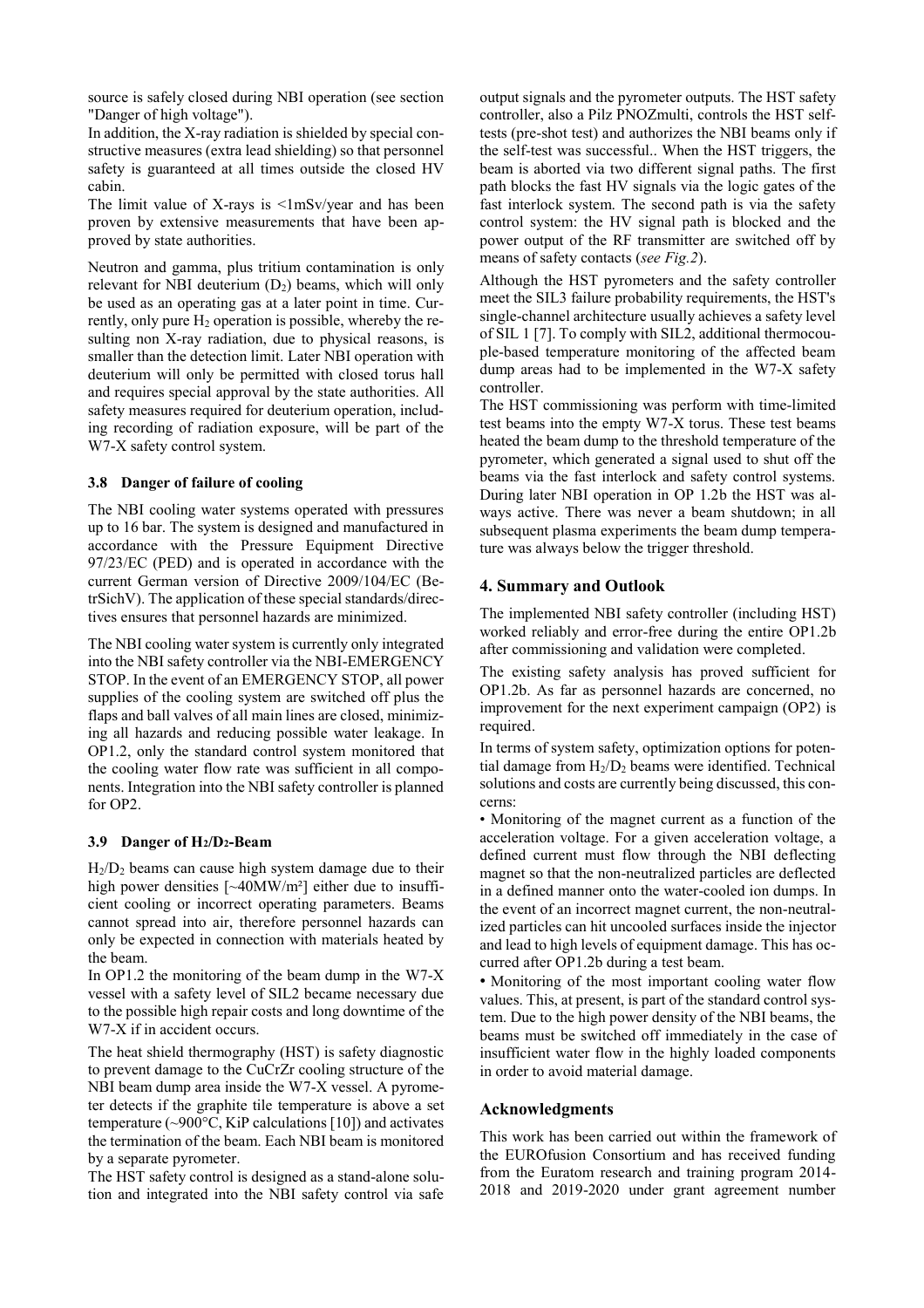source is safely closed during NBI operation (see section "Danger of high voltage").

In addition, the X-ray radiation is shielded by special constructive measures (extra lead shielding) so that personnel safety is guaranteed at all times outside the closed HV cabin.

The limit value of X-rays is <1mSv/year and has been proven by extensive measurements that have been approved by state authorities.

Neutron and gamma, plus tritium contamination is only relevant for NBI deuterium ($D_2$) beams, which will only be used as an operating gas at a later point in time. Currently, only pure $H_2$ operation is possible, whereby the resulting non X-ray radiation, due to physical reasons, is smaller than the detection limit. Later NBI operation with deuterium will only be permitted with closed torus hall and requires special approval by the state authorities. All safety measures required for deuterium operation, including recording of radiation exposure, will be part of the W7-X safety control system.

### 3.8 Danger of failure of cooling

The NBI cooling water systems operated with pressures up to 16 bar. The system is designed and manufactured in accordance with the Pressure Equipment Directive 97/23/EC (PED) and is operated in accordance with the current German version of Directive 2009/104/EC (BetrSichV). The application of these special standards/directives ensures that personnel hazards are minimized.

The NBI cooling water system is currently only integrated into the NBI safety controller via the NBI-EMERGENCY STOP. In the event of an EMERGENCY STOP, all power supplies of the cooling system are switched off plus the flaps and ball valves of all main lines are closed, minimizing all hazards and reducing possible water leakage. In OP1.2, only the standard control system monitored that the cooling water flow rate was sufficient in all components. Integration into the NBI safety controller is planned for OP2.

### 3.9 Danger of $H_2$/$D_2$-Beam

$H_2$/$D_2$ beams can cause high system damage due to their high power densities [~40MW/m²] either due to insufficient cooling or incorrect operating parameters. Beams cannot spread into air, therefore personnel hazards can only be expected in connection with materials heated by the beam.

In OP1.2 the monitoring of the beam dump in the W7-X vessel with a safety level of SIL2 became necessary due to the possible high repair costs and long downtime of the W7-X if in accident occurs.

The heat shield thermography (HST) is safety diagnostic to prevent damage to the CuCrZr cooling structure of the NBI beam dump area inside the W7-X vessel. A pyrometer detects if the graphite tile temperature is above a set temperature (~900°C, KiP calculations [10]) and activates the termination of the beam. Each NBI beam is monitored by a separate pyrometer.

The HST safety control is designed as a stand-alone solution and integrated into the NBI safety control via safe output signals and the pyrometer outputs. The HST safety controller, also a Pilz PNOZmulti, controls the HST self-tests (pre-shot test) and authorizes the NBI beams only if the self-test was successful.. When the HST triggers, the beam is aborted via two different signal paths. The first path blocks the fast HV signals via the logic gates of the fast interlock system. The second path is via the safety control system: the HV signal path is blocked and the power output of the RF transmitter are switched off by means of safety contacts (*see Fig.2*).

Although the HST pyrometers and the safety controller meet the SIL3 failure probability requirements, the HST's single-channel architecture usually achieves a safety level of SIL 1 [7]. To comply with SIL2, additional thermocouple-based temperature monitoring of the affected beam dump areas had to be implemented in the W7-X safety controller.

The HST commissioning was perform with time-limited test beams into the empty W7-X torus. These test beams heated the beam dump to the threshold temperature of the pyrometer, which generated a signal used to shut off the beams via the fast interlock and safety control systems. During later NBI operation in OP 1.2b the HST was always active. There was never a beam shutdown; in all subsequent plasma experiments the beam dump temperature was always below the trigger threshold.

## 4. Summary and Outlook

The implemented NBI safety controller (including HST) worked reliably and error-free during the entire OP1.2b after commissioning and validation were completed.

The existing safety analysis has proved sufficient for OP1.2b. As far as personnel hazards are concerned, no improvement for the next experiment campaign (OP2) is required.

In terms of system safety, optimization options for potential damage from $H_2$/$D_2$ beams were identified. Technical solutions and costs are currently being discussed, this concerns:

- Monitoring of the magnet current as a function of the acceleration voltage. For a given acceleration voltage, a defined current must flow through the NBI deflecting magnet so that the non-neutralized particles are deflected in a defined manner onto the water-cooled ion dumps. In the event of an incorrect magnet current, the non-neutralized particles can hit uncooled surfaces inside the injector and lead to high levels of equipment damage. This has occurred after OP1.2b during a test beam.
- Monitoring of the most important cooling water flow values. This, at present, is part of the standard control system. Due to the high power density of the NBI beams, the beams must be switched off immediately in the case of insufficient water flow in the highly loaded components in order to avoid material damage.

## Acknowledgments

This work has been carried out within the framework of the EUROfusion Consortium and has received funding from the Euratom research and training program 2014-2018 and 2019-2020 under grant agreement number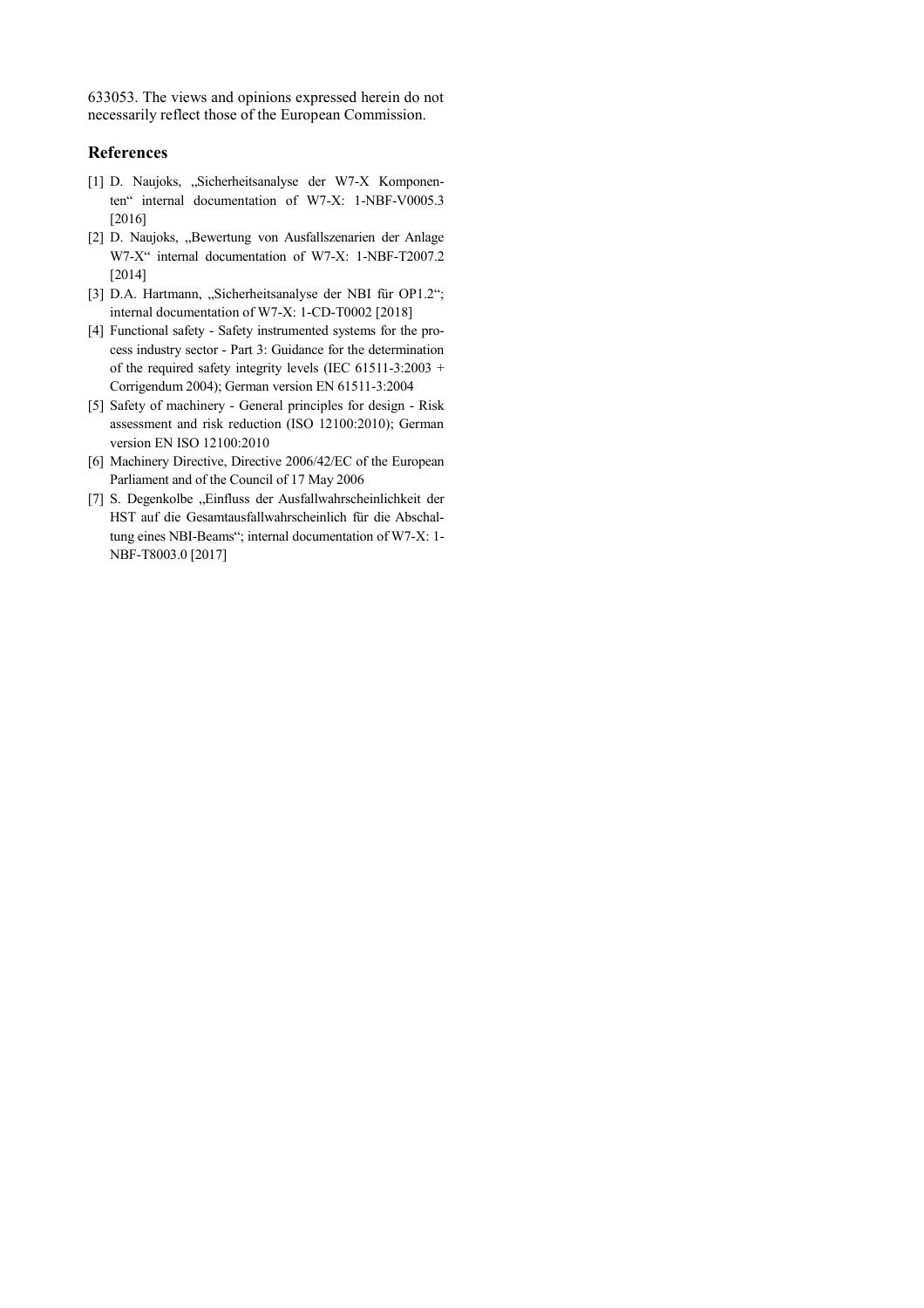633053. The views and opinions expressed herein do not necessarily reflect those of the European Commission.

## References

[1] D. Naujoks, „Sicherheitsanalyse der W7-X Komponenten“ internal documentation of W7-X: 1-NBF-V0005.3 [2016]

[2] D. Naujoks, „Bewertung von Ausfallszenarien der Anlage W7-X“ internal documentation of W7-X: 1-NBF-T2007.2 [2014]

[3] D.A. Hartmann, „Sicherheitsanalyse der NBI für OP1.2“; internal documentation of W7-X: 1-CD-T0002 [2018]

[4] Functional safety - Safety instrumented systems for the process industry sector - Part 3: Guidance for the determination of the required safety integrity levels (IEC 61511-3:2003 + Corrigendum 2004); German version EN 61511-3:2004

[5] Safety of machinery - General principles for design - Risk assessment and risk reduction (ISO 12100:2010); German version EN ISO 12100:2010

[6] Machinery Directive, Directive 2006/42/EC of the European Parliament and of the Council of 17 May 2006

[7] S. Degenkolbe „Einfluss der Ausfallwahrscheinlichkeit der HST auf die Gesamtausfallwahrscheinlich für die Abschaltung eines NBI-Beams“; internal documentation of W7-X: 1-NBF-T8003.0 [2017]